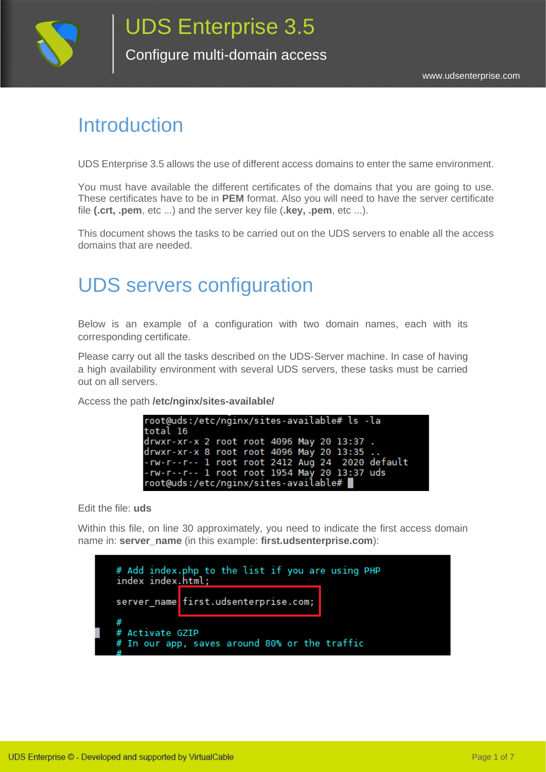UDS Enterprise 3.5

Configure multi-domain access

www.udsenterprise.com

# Introduction

UDS Enterprise 3.5 allows the use of different access domains to enter the same environment.

You must have available the different certificates of the domains that you are going to use. These certificates have to be in **PEM** format. Also you will need to have the server certificate file **(.crt, .pem**, etc ...) and the server key file (**.key, .pem**, etc ...).

This document shows the tasks to be carried out on the UDS servers to enable all the access domains that are needed.

# UDS servers configuration

Below is an example of a configuration with two domain names, each with its corresponding certificate.

Please carry out all the tasks described on the UDS-Server machine. In case of having a high availability environment with several UDS servers, these tasks must be carried out on all servers.

Access the path **/etc/nginx/sites-available/**

```
root@uds:/etc/nginx/sites-available# ls -la
total 16
drwxr-xr-x 2 root root 4096 May 20 13:37 .
drwxr-xr-x 8 root root 4096 May 20 13:35 ..
-rw-r--r-- 1 root root 2412 Aug 24  2020 default
-rw-r--r-- 1 root root 1954 May 20 13:37 uds
root@uds:/etc/nginx/sites-available#
```

Edit the file: **uds**

Within this file, on line 30 approximately, you need to indicate the first access domain name in: **server_name** (in this example: **first.udsenterprise.com**):

```
    # Add index.php to the list if you are using PHP
    index index.html;

    server_name first.udsenterprise.com;

    #
    # Activate GZIP
    # In our app, saves around 80% or the traffic
    #
```

UDS Enterprise © - Developed and supported by VirtualCable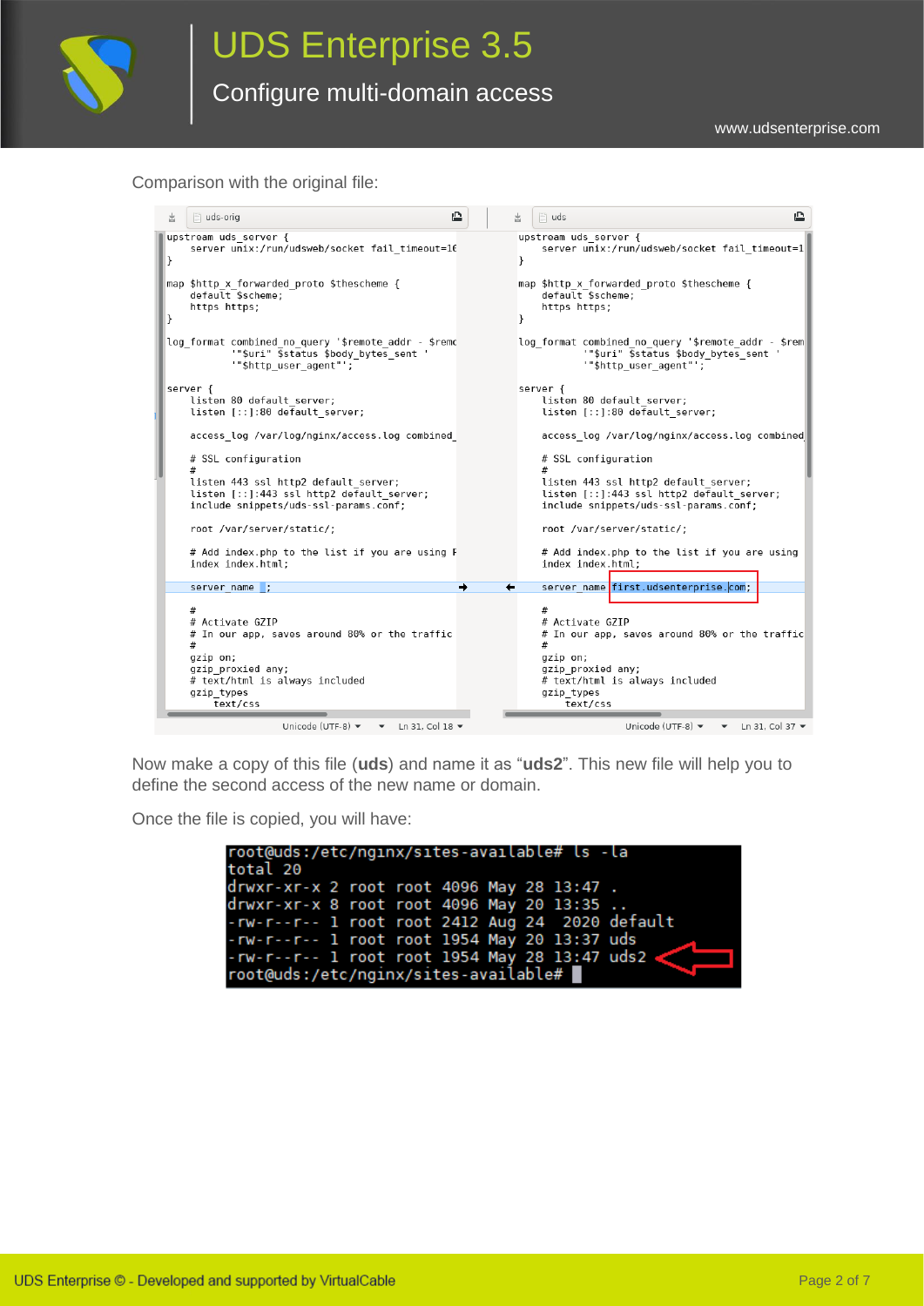Comparison with the original file:

```
uds-orig
upstream uds_server {
    server unix:/run/udsweb/socket fail_timeout=10
}

map $http_x_forwarded_proto $thescheme {
    default $scheme;
    https https;
}

log_format combined_no_query '$remote_addr - $remo
          '"$uri" $status $body_bytes_sent '
          '"$http_user_agent"';

server {
    listen 80 default_server;
    listen [::]:80 default_server;

    access_log /var/log/nginx/access.log combined_

    # SSL configuration
    #
    listen 443 ssl http2 default_server;
    listen [::]:443 ssl http2 default_server;
    include snippets/uds-ssl-params.conf;

    root /var/server/static/;

    # Add index.php to the list if you are using P
    index index.html;

    server_name _;

    #
    # Activate GZIP
    # In our app, saves around 80% or the traffic
    #
    gzip on;
    gzip_proxied any;
    # text/html is always included
    gzip_types
        text/css
```

```
uds
upstream uds_server {
    server unix:/run/udsweb/socket fail_timeout=1
}

map $http_x_forwarded_proto $thescheme {
    default $scheme;
    https https;
}

log_format combined_no_query '$remote_addr - $rem
          '"$uri" $status $body_bytes_sent '
          '"$http_user_agent"';

server {
    listen 80 default_server;
    listen [::]:80 default_server;

    access_log /var/log/nginx/access.log combined

    # SSL configuration
    #
    listen 443 ssl http2 default_server;
    listen [::]:443 ssl http2 default_server;
    include snippets/uds-ssl-params.conf;

    root /var/server/static/;

    # Add index.php to the list if you are using
    index index.html;

    server_name first.udsenterprise.com;

    #
    # Activate GZIP
    # In our app, saves around 80% or the traffic
    #
    gzip on;
    gzip_proxied any;
    # text/html is always included
    gzip_types
        text/css
```

Now make a copy of this file (**uds**) and name it as "**uds2**". This new file will help you to define the second access of the new name or domain.

Once the file is copied, you will have:

```
root@uds:/etc/nginx/sites-available# ls -la
total 20
drwxr-xr-x 2 root root 4096 May 28 13:47 .
drwxr-xr-x 8 root root 4096 May 20 13:35 ..
-rw-r--r-- 1 root root 2412 Aug 24  2020 default
-rw-r--r-- 1 root root 1954 May 20 13:37 uds
-rw-r--r-- 1 root root 1954 May 28 13:47 uds2
root@uds:/etc/nginx/sites-available#
```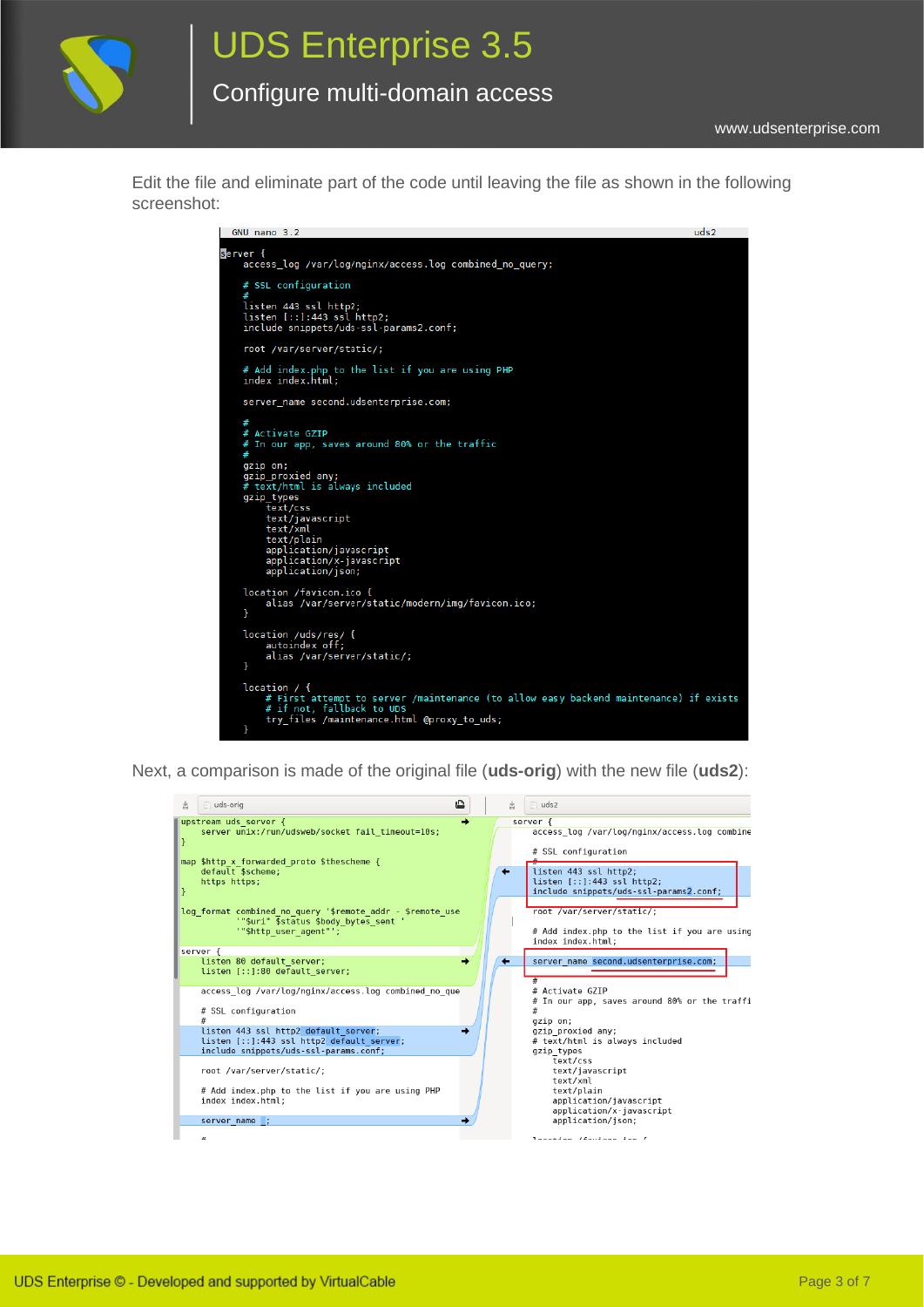Edit the file and eliminate part of the code until leaving the file as shown in the following screenshot:

```
GNU nano 3.2                                                              uds2

server {
    access_log /var/log/nginx/access.log combined_no_query;

    # SSL configuration
    #
    listen 443 ssl http2;
    listen [::]:443 ssl http2;
    include snippets/uds-ssl-params2.conf;

    root /var/server/static/;

    # Add index.php to the list if you are using PHP
    index index.html;

    server_name second.udsenterprise.com;

    #
    # Activate GZIP
    # In our app, saves around 80% or the traffic
    #
    gzip on;
    gzip_proxied any;
    # text/html is always included
    gzip_types
        text/css
        text/javascript
        text/xml
        text/plain
        application/javascript
        application/x-javascript
        application/json;

    location /favicon.ico {
        alias /var/server/static/modern/img/favicon.ico;
    }

    location /uds/res/ {
        autoindex off;
        alias /var/server/static/;
    }

    location / {
        # First attempt to server /maintenance (to allow easy backend maintenance) if exists
        # if not, fallback to UDS
        try_files /maintenance.html @proxy_to_uds;
    }
```

Next, a comparison is made of the original file (**uds-orig**) with the new file (**uds2**):

uds-orig

```
upstream uds_server {
    server unix:/run/udsweb/socket fail_timeout=10s;
}

map $http_x_forwarded_proto $thescheme {
    default $scheme;
    https https;
}

log_format combined_no_query '$remote_addr - $remote_use
        '"$uri" $status $body_bytes_sent '
        '"$http_user_agent"';

server {
    listen 80 default_server;
    listen [::]:80 default_server;

    access_log /var/log/nginx/access.log combined_no_que

    # SSL configuration
    #
    listen 443 ssl http2 default_server;
    listen [::]:443 ssl http2 default_server;
    include snippets/uds-ssl-params.conf;

    root /var/server/static/;

    # Add index.php to the list if you are using PHP
    index index.html;

    server_name _;
```

uds2

```
server {
    access_log /var/log/nginx/access.log combine

    # SSL configuration
    #
    listen 443 ssl http2;
    listen [::]:443 ssl http2;
    include snippets/uds-ssl-params2.conf;

    root /var/server/static/;

    # Add index.php to the list if you are using
    index index.html;

    server_name second.udsenterprise.com;

    #
    # Activate GZIP
    # In our app, saves around 80% or the traffi
    #
    gzip on;
    gzip_proxied any;
    # text/html is always included
    gzip_types
        text/css
        text/javascript
        text/xml
        text/plain
        application/javascript
        application/x-javascript
        application/json;
```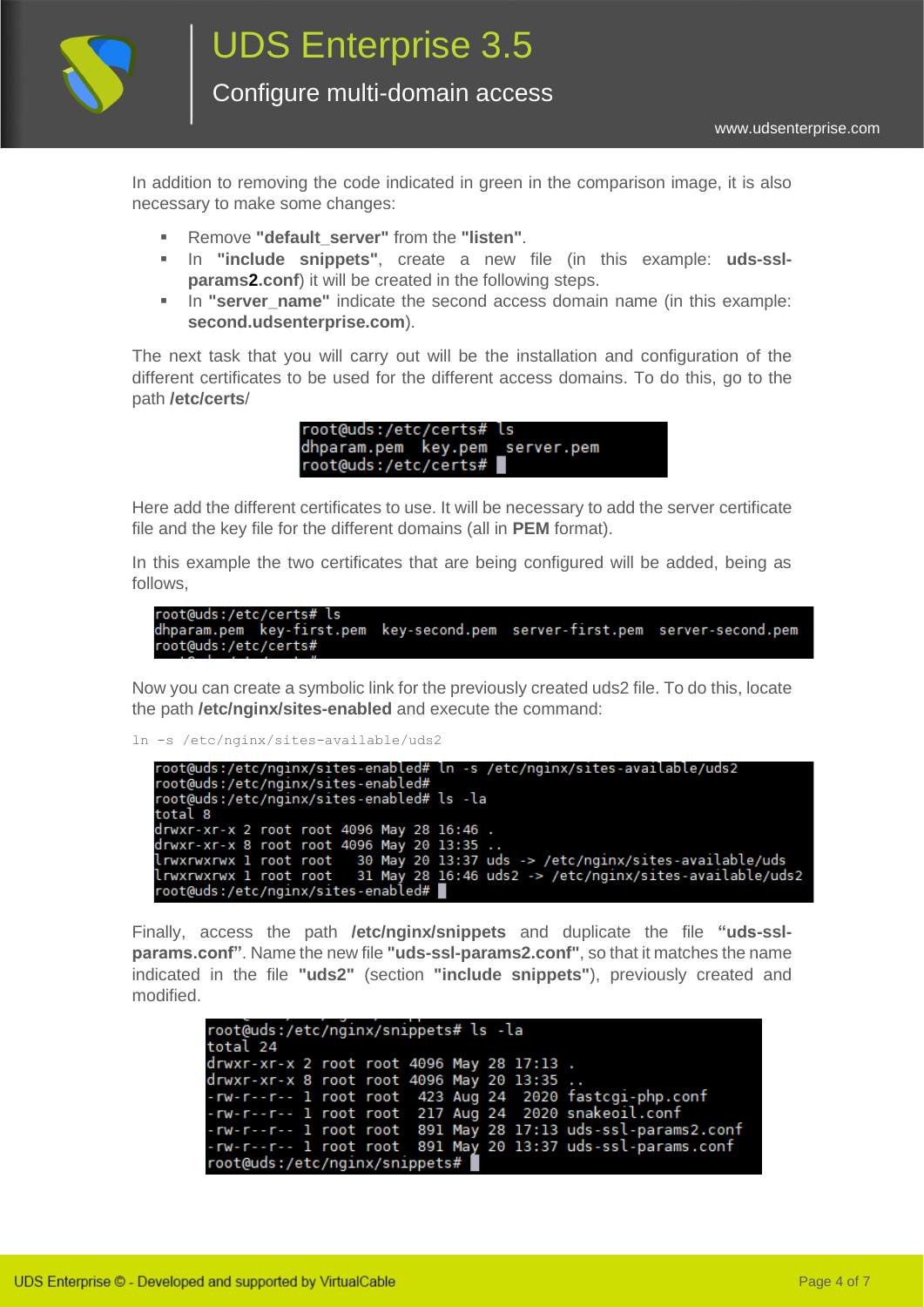In addition to removing the code indicated in green in the comparison image, it is also necessary to make some changes:

- Remove **"default_server"** from the **"listen"**.
- In **"include snippets"**, create a new file (in this example: **uds-ssl-params2.conf**) it will be created in the following steps.
- In **"server_name"** indicate the second access domain name (in this example: **second.udsenterprise.com**).

The next task that you will carry out will be the installation and configuration of the different certificates to be used for the different access domains. To do this, go to the path **/etc/certs**/

```
root@uds:/etc/certs# ls
dhparam.pem  key.pem  server.pem
root@uds:/etc/certs#
```

Here add the different certificates to use. It will be necessary to add the server certificate file and the key file for the different domains (all in **PEM** format).

In this example the two certificates that are being configured will be added, being as follows,

```
root@uds:/etc/certs# ls
dhparam.pem  key-first.pem  key-second.pem  server-first.pem  server-second.pem
root@uds:/etc/certs#
```

Now you can create a symbolic link for the previously created uds2 file. To do this, locate the path **/etc/nginx/sites-enabled** and execute the command:

```
ln -s /etc/nginx/sites-available/uds2
```

```
root@uds:/etc/nginx/sites-enabled# ln -s /etc/nginx/sites-available/uds2
root@uds:/etc/nginx/sites-enabled#
root@uds:/etc/nginx/sites-enabled# ls -la
total 8
drwxr-xr-x 2 root root 4096 May 28 16:46 .
drwxr-xr-x 8 root root 4096 May 20 13:35 ..
lrwxrwxrwx 1 root root   30 May 20 13:37 uds -> /etc/nginx/sites-available/uds
lrwxrwxrwx 1 root root   31 May 28 16:46 uds2 -> /etc/nginx/sites-available/uds2
root@uds:/etc/nginx/sites-enabled#
```

Finally, access the path **/etc/nginx/snippets** and duplicate the file **"uds-ssl-params.conf"**. Name the new file **"uds-ssl-params2.conf"**, so that it matches the name indicated in the file **"uds2"** (section **"include snippets"**), previously created and modified.

```
root@uds:/etc/nginx/snippets# ls -la
total 24
drwxr-xr-x 2 root root 4096 May 28 17:13 .
drwxr-xr-x 8 root root 4096 May 20 13:35 ..
-rw-r--r-- 1 root root  423 Aug 24  2020 fastcgi-php.conf
-rw-r--r-- 1 root root  217 Aug 24  2020 snakeoil.conf
-rw-r--r-- 1 root root  891 May 28 17:13 uds-ssl-params2.conf
-rw-r--r-- 1 root root  891 May 20 13:37 uds-ssl-params.conf
root@uds:/etc/nginx/snippets#
```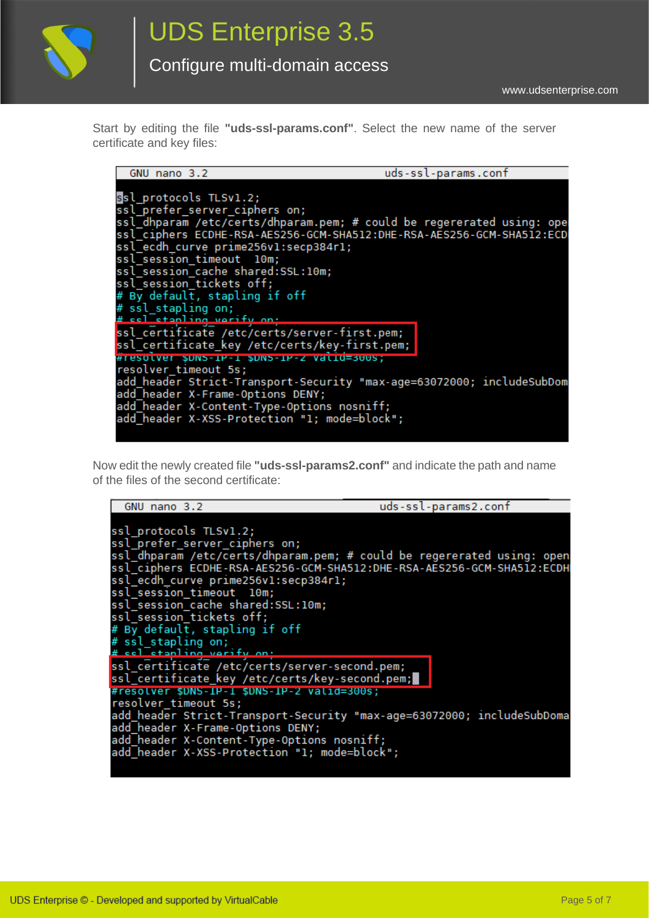Start by editing the file **"uds-ssl-params.conf"**. Select the new name of the server certificate and key files:

```
 GNU nano 3.2                                   uds-ssl-params.conf

ssl_protocols TLSv1.2;
ssl_prefer_server_ciphers on;
ssl_dhparam /etc/certs/dhparam.pem; # could be regererated using: ope
ssl_ciphers ECDHE-RSA-AES256-GCM-SHA512:DHE-RSA-AES256-GCM-SHA512:ECD
ssl_ecdh_curve prime256v1:secp384r1;
ssl_session_timeout  10m;
ssl_session_cache shared:SSL:10m;
ssl_session_tickets off;
# By default, stapling if off
# ssl_stapling on;
# ssl_stapling_verify on;
ssl_certificate /etc/certs/server-first.pem;
ssl_certificate_key /etc/certs/key-first.pem;
#resolver $DNS-IP-1 $DNS-IP-2 valid=300s;
resolver_timeout 5s;
add_header Strict-Transport-Security "max-age=63072000; includeSubDom
add_header X-Frame-Options DENY;
add_header X-Content-Type-Options nosniff;
add_header X-XSS-Protection "1; mode=block";
```

Now edit the newly created file **"uds-ssl-params2.conf"** and indicate the path and name of the files of the second certificate:

```
 GNU nano 3.2                                   uds-ssl-params2.conf

ssl_protocols TLSv1.2;
ssl_prefer_server_ciphers on;
ssl_dhparam /etc/certs/dhparam.pem; # could be regererated using: open
ssl_ciphers ECDHE-RSA-AES256-GCM-SHA512:DHE-RSA-AES256-GCM-SHA512:ECDH
ssl_ecdh_curve prime256v1:secp384r1;
ssl_session_timeout  10m;
ssl_session_cache shared:SSL:10m;
ssl_session_tickets off;
# By default, stapling if off
# ssl_stapling on;
# ssl_stapling_verify on;
ssl_certificate /etc/certs/server-second.pem;
ssl_certificate_key /etc/certs/key-second.pem;
#resolver $DNS-IP-1 $DNS-IP-2 valid=300s;
resolver_timeout 5s;
add_header Strict-Transport-Security "max-age=63072000; includeSubDoma
add_header X-Frame-Options DENY;
add_header X-Content-Type-Options nosniff;
add_header X-XSS-Protection "1; mode=block";
```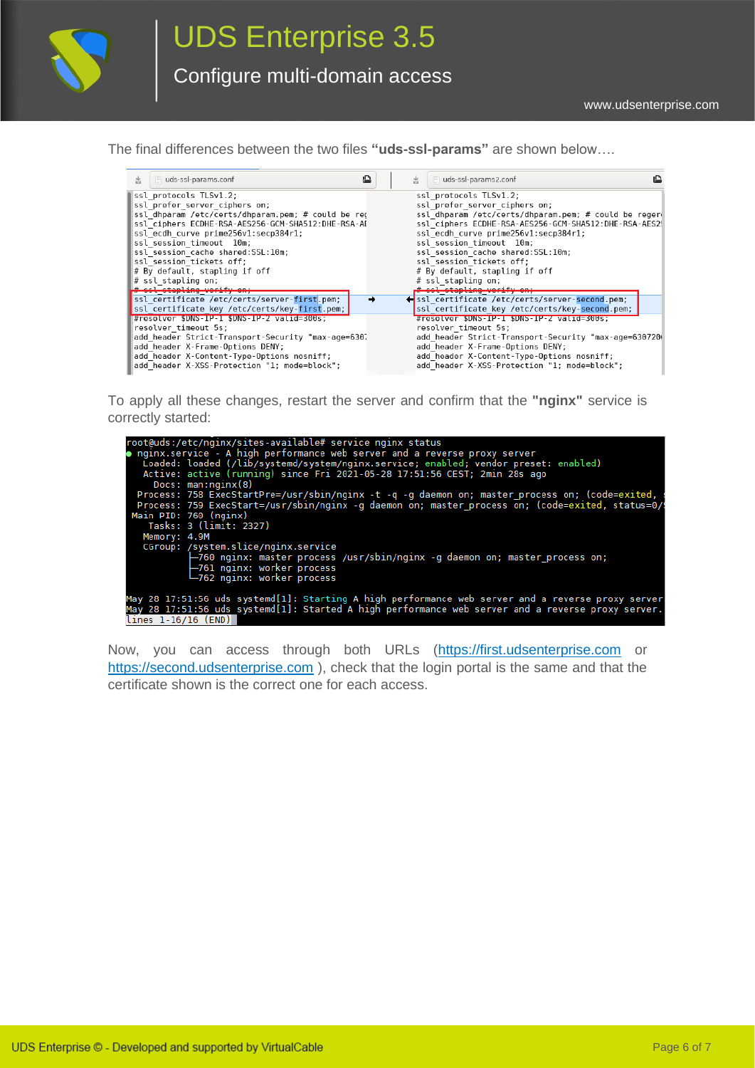The final differences between the two files **"uds-ssl-params"** are shown below….

uds-ssl-params.conf

```
ssl_protocols TLSv1.2;
ssl_prefer_server_ciphers on;
ssl_dhparam /etc/certs/dhparam.pem; # could be reg
ssl_ciphers ECDHE-RSA-AES256-GCM-SHA512:DHE-RSA-AE
ssl_ecdh_curve prime256v1:secp384r1;
ssl_session_timeout  10m;
ssl_session_cache shared:SSL:10m;
ssl_session_tickets off;
# By default, stapling if off
# ssl_stapling on;
# ssl_stapling_verify on;
ssl_certificate /etc/certs/server-first.pem;
ssl_certificate_key /etc/certs/key-first.pem;
#resolver $DNS-IP-1 $DNS-IP-2 valid=300s;
resolver_timeout 5s;
add_header Strict-Transport-Security "max-age=6307
add_header X-Frame-Options DENY;
add_header X-Content-Type-Options nosniff;
add_header X-XSS-Protection "1; mode=block";
```

uds-ssl-params2.conf

```
ssl_protocols TLSv1.2;
ssl_prefer_server_ciphers on;
ssl_dhparam /etc/certs/dhparam.pem; # could be regen
ssl_ciphers ECDHE-RSA-AES256-GCM-SHA512:DHE-RSA-AES2
ssl_ecdh_curve prime256v1:secp384r1;
ssl_session_timeout  10m;
ssl_session_cache shared:SSL:10m;
ssl_session_tickets off;
# By default, stapling if off
# ssl_stapling on;
# ssl_stapling_verify on;
ssl_certificate /etc/certs/server-second.pem;
ssl_certificate_key /etc/certs/key-second.pem;
#resolver $DNS-IP-1 $DNS-IP-2 valid=300s;
resolver_timeout 5s;
add_header Strict-Transport-Security "max-age=630720
add_header X-Frame-Options DENY;
add_header X-Content-Type-Options nosniff;
add_header X-XSS-Protection "1; mode=block";
```

To apply all these changes, restart the server and confirm that the **"nginx"** service is correctly started:

```
root@uds:/etc/nginx/sites-available# service nginx status
● nginx.service - A high performance web server and a reverse proxy server
   Loaded: loaded (/lib/systemd/system/nginx.service; enabled; vendor preset: enabled)
   Active: active (running) since Fri 2021-05-28 17:51:56 CEST; 2min 28s ago
     Docs: man:nginx(8)
  Process: 758 ExecStartPre=/usr/sbin/nginx -t -q -g daemon on; master_process on; (code=exited, s
  Process: 759 ExecStart=/usr/sbin/nginx -g daemon on; master_process on; (code=exited, status=0/
 Main PID: 760 (nginx)
    Tasks: 3 (limit: 2327)
   Memory: 4.9M
   CGroup: /system.slice/nginx.service
           ├─760 nginx: master process /usr/sbin/nginx -g daemon on; master_process on;
           ├─761 nginx: worker process
           └─762 nginx: worker process

May 28 17:51:56 uds systemd[1]: Starting A high performance web server and a reverse proxy server
May 28 17:51:56 uds systemd[1]: Started A high performance web server and a reverse proxy server.
lines 1-16/16 (END)
```

Now, you can access through both URLs (https://first.udsenterprise.com or https://second.udsenterprise.com ), check that the login portal is the same and that the certificate shown is the correct one for each access.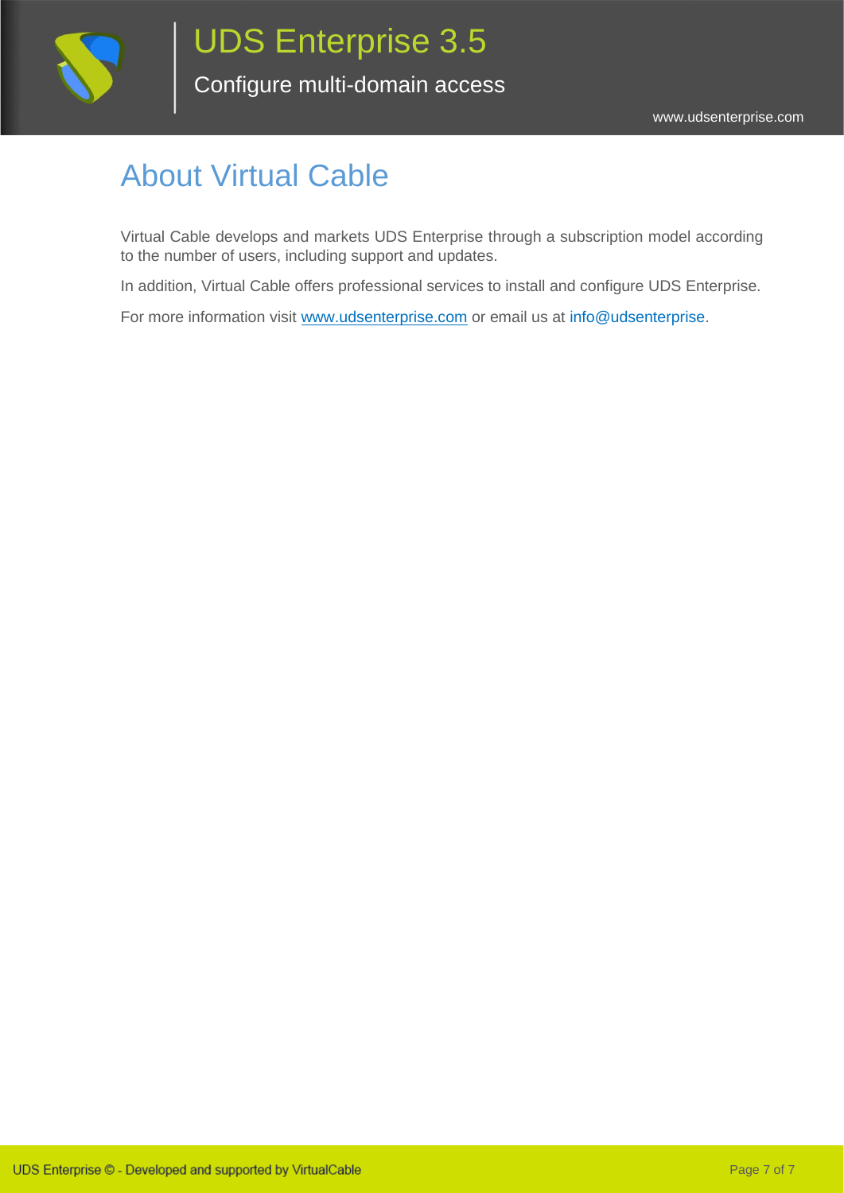# About Virtual Cable

Virtual Cable develops and markets UDS Enterprise through a subscription model according to the number of users, including support and updates.

In addition, Virtual Cable offers professional services to install and configure UDS Enterprise.

For more information visit www.udsenterprise.com or email us at info@udsenterprise.